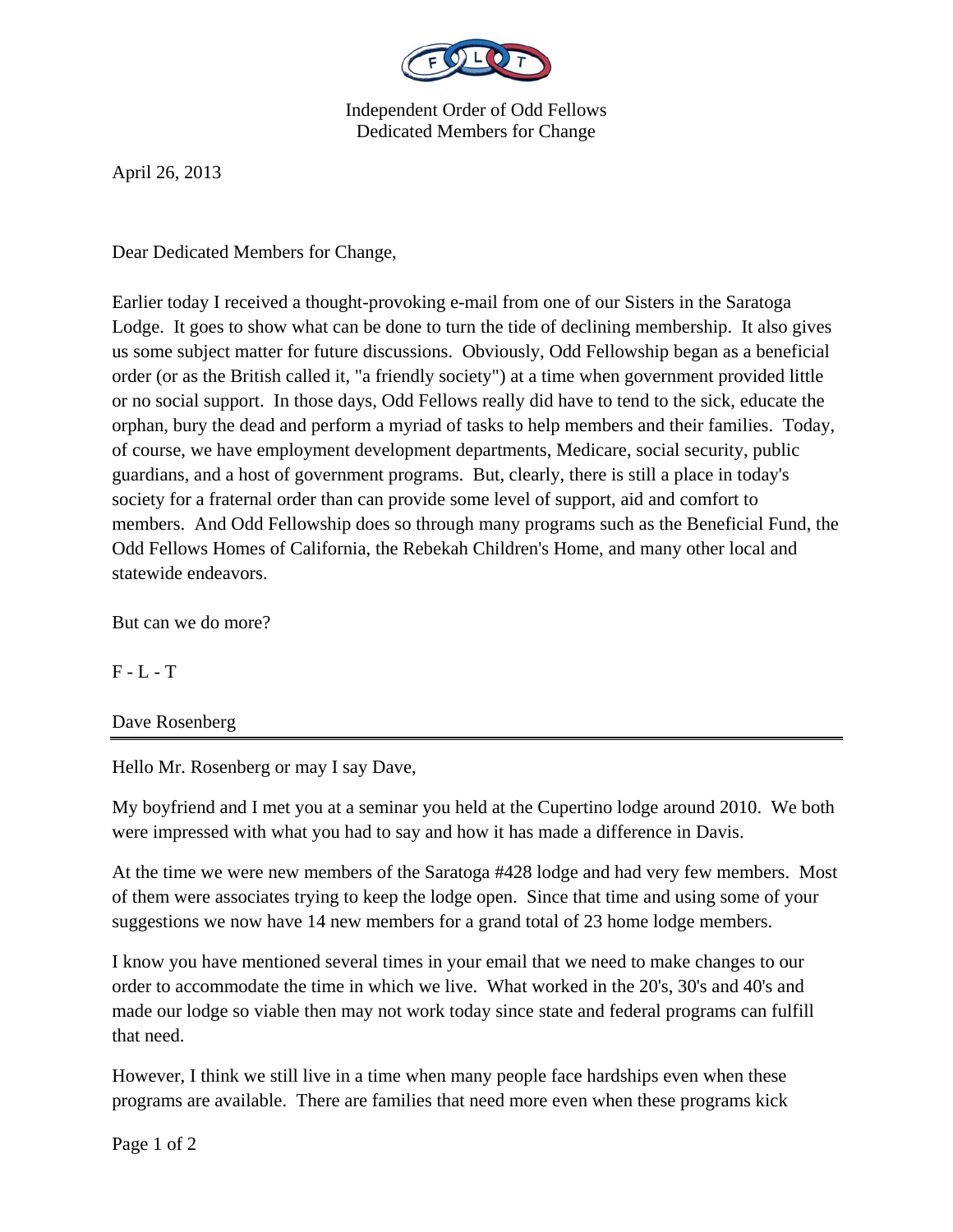Independent Order of Odd Fellows
Dedicated Members for Change

April 26, 2013

Dear Dedicated Members for Change,

Earlier today I received a thought-provoking e-mail from one of our Sisters in the Saratoga Lodge. It goes to show what can be done to turn the tide of declining membership. It also gives us some subject matter for future discussions. Obviously, Odd Fellowship began as a beneficial order (or as the British called it, "a friendly society") at a time when government provided little or no social support. In those days, Odd Fellows really did have to tend to the sick, educate the orphan, bury the dead and perform a myriad of tasks to help members and their families. Today, of course, we have employment development departments, Medicare, social security, public guardians, and a host of government programs. But, clearly, there is still a place in today's society for a fraternal order than can provide some level of support, aid and comfort to members. And Odd Fellowship does so through many programs such as the Beneficial Fund, the Odd Fellows Homes of California, the Rebekah Children's Home, and many other local and statewide endeavors.

But can we do more?

F - L - T

Dave Rosenberg

---

Hello Mr. Rosenberg or may I say Dave,

My boyfriend and I met you at a seminar you held at the Cupertino lodge around 2010. We both were impressed with what you had to say and how it has made a difference in Davis.

At the time we were new members of the Saratoga #428 lodge and had very few members. Most of them were associates trying to keep the lodge open. Since that time and using some of your suggestions we now have 14 new members for a grand total of 23 home lodge members.

I know you have mentioned several times in your email that we need to make changes to our order to accommodate the time in which we live. What worked in the 20's, 30's and 40's and made our lodge so viable then may not work today since state and federal programs can fulfill that need.

However, I think we still live in a time when many people face hardships even when these programs are available. There are families that need more even when these programs kick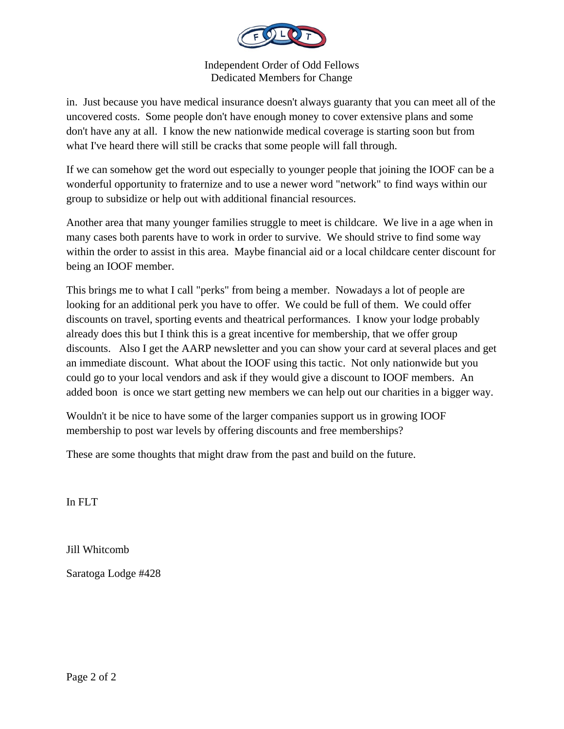in. Just because you have medical insurance doesn't always guaranty that you can meet all of the uncovered costs. Some people don't have enough money to cover extensive plans and some don't have any at all. I know the new nationwide medical coverage is starting soon but from what I've heard there will still be cracks that some people will fall through.

If we can somehow get the word out especially to younger people that joining the IOOF can be a wonderful opportunity to fraternize and to use a newer word "network" to find ways within our group to subsidize or help out with additional financial resources.

Another area that many younger families struggle to meet is childcare. We live in a age when in many cases both parents have to work in order to survive. We should strive to find some way within the order to assist in this area. Maybe financial aid or a local childcare center discount for being an IOOF member.

This brings me to what I call "perks" from being a member. Nowadays a lot of people are looking for an additional perk you have to offer. We could be full of them. We could offer discounts on travel, sporting events and theatrical performances. I know your lodge probably already does this but I think this is a great incentive for membership, that we offer group discounts. Also I get the AARP newsletter and you can show your card at several places and get an immediate discount. What about the IOOF using this tactic. Not only nationwide but you could go to your local vendors and ask if they would give a discount to IOOF members. An added boon is once we start getting new members we can help out our charities in a bigger way.

Wouldn't it be nice to have some of the larger companies support us in growing IOOF membership to post war levels by offering discounts and free memberships?

These are some thoughts that might draw from the past and build on the future.

In FLT

Jill Whitcomb

Saratoga Lodge #428